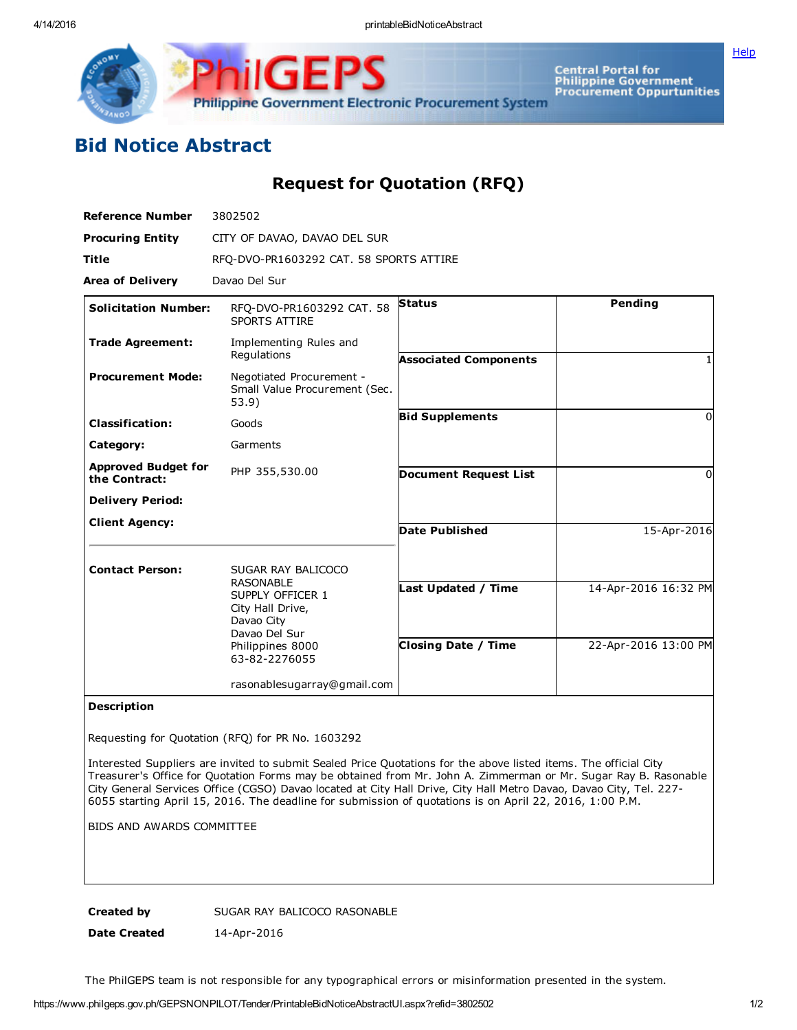# Bid Notice Abstract

## Request for Quotation (RFQ)

| | |
|---|---|
| **Reference Number** | 3802502 |
| **Procuring Entity** | CITY OF DAVAO, DAVAO DEL SUR |
| **Title** | RFQ-DVO-PR1603292 CAT. 58 SPORTS ATTIRE |
| **Area of Delivery** | Davao Del Sur |

| | | | |
|---|---|---|---|
| **Solicitation Number:** | RFQ-DVO-PR1603292 CAT. 58 SPORTS ATTIRE | **Status** | Pending |
| **Trade Agreement:** | Implementing Rules and Regulations | **Associated Components** | 1 |
| **Procurement Mode:** | Negotiated Procurement - Small Value Procurement (Sec. 53.9) | **Bid Supplements** | 0 |
| **Classification:** | Goods | **Document Request List** | 0 |
| **Category:** | Garments | **Date Published** | 15-Apr-2016 |
| **Approved Budget for the Contract:** | PHP 355,530.00 | **Last Updated / Time** | 14-Apr-2016 16:32 PM |
| **Delivery Period:** | | **Closing Date / Time** | 22-Apr-2016 13:00 PM |
| **Client Agency:** | | | |
| **Contact Person:** | SUGAR RAY BALICOCO RASONABLE<br>SUPPLY OFFICER 1<br>City Hall Drive,<br>Davao City<br>Davao Del Sur<br>Philippines 8000<br>63-82-2276055<br><br>rasonablesugarray@gmail.com | | |

**Description**

Requesting for Quotation (RFQ) for PR No. 1603292

Interested Suppliers are invited to submit Sealed Price Quotations for the above listed items. The official City Treasurer's Office for Quotation Forms may be obtained from Mr. John A. Zimmerman or Mr. Sugar Ray B. Rasonable City General Services Office (CGSO) Davao located at City Hall Drive, City Hall Metro Davao, Davao City, Tel. 227-6055 starting April 15, 2016. The deadline for submission of quotations is on April 22, 2016, 1:00 P.M.

BIDS AND AWARDS COMMITTEE

| | |
|---|---|
| **Created by** | SUGAR RAY BALICOCO RASONABLE |
| **Date Created** | 14-Apr-2016 |

The PhilGEPS team is not responsible for any typographical errors or misinformation presented in the system.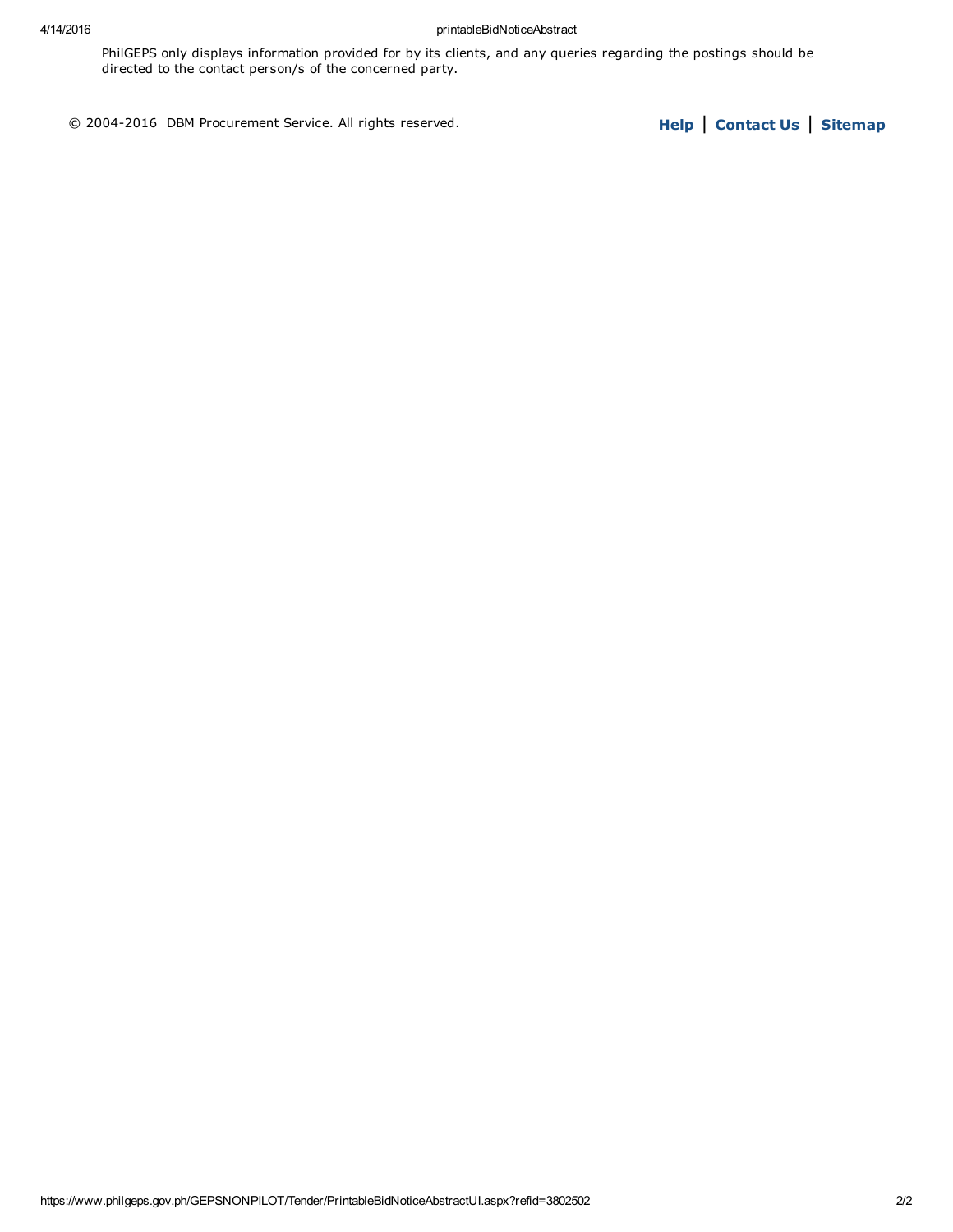PhilGEPS only displays information provided for by its clients, and any queries regarding the postings should be directed to the contact person/s of the concerned party.

© 2004-2016 DBM Procurement Service. All rights reserved.

**Help** | **Contact Us** | **Sitemap**